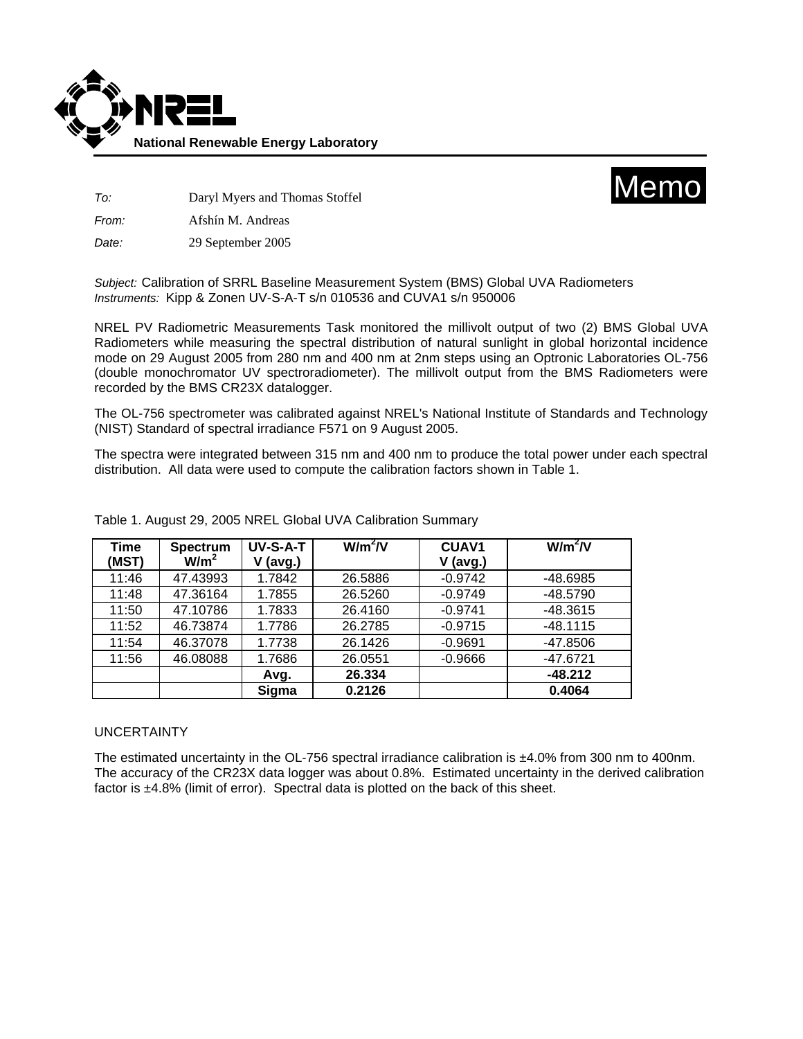**National Renewable Energy Laboratory**

# Memo

*To:* Daryl Myers and Thomas Stoffel

*From:* Afshín M. Andreas

*Date:* 29 September 2005

*Subject:* Calibration of SRRL Baseline Measurement System (BMS) Global UVA Radiometers
*Instruments:* Kipp & Zonen UV-S-A-T s/n 010536 and CUVA1 s/n 950006

NREL PV Radiometric Measurements Task monitored the millivolt output of two (2) BMS Global UVA Radiometers while measuring the spectral distribution of natural sunlight in global horizontal incidence mode on 29 August 2005 from 280 nm and 400 nm at 2nm steps using an Optronic Laboratories OL-756 (double monochromator UV spectroradiometer). The millivolt output from the BMS Radiometers were recorded by the BMS CR23X datalogger.

The OL-756 spectrometer was calibrated against NREL's National Institute of Standards and Technology (NIST) Standard of spectral irradiance F571 on 9 August 2005.

The spectra were integrated between 315 nm and 400 nm to produce the total power under each spectral distribution. All data were used to compute the calibration factors shown in Table 1.

Table 1. August 29, 2005 NREL Global UVA Calibration Summary

| Time (MST) | Spectrum $W/m^2$ | UV-S-A-T V (avg.) | $W/m^2/V$ | CUAV1 V (avg.) | $W/m^2/V$ |
|---|---|---|---|---|---|
| 11:46 | 47.43993 | 1.7842 | 26.5886 | -0.9742 | -48.6985 |
| 11:48 | 47.36164 | 1.7855 | 26.5260 | -0.9749 | -48.5790 |
| 11:50 | 47.10786 | 1.7833 | 26.4160 | -0.9741 | -48.3615 |
| 11:52 | 46.73874 | 1.7786 | 26.2785 | -0.9715 | -48.1115 |
| 11:54 | 46.37078 | 1.7738 | 26.1426 | -0.9691 | -47.8506 |
| 11:56 | 46.08088 | 1.7686 | 26.0551 | -0.9666 | -47.6721 |
| | | **Avg.** | **26.334** | | **-48.212** |
| | | **Sigma** | **0.2126** | | **0.4064** |

UNCERTAINTY

The estimated uncertainty in the OL-756 spectral irradiance calibration is ±4.0% from 300 nm to 400nm. The accuracy of the CR23X data logger was about 0.8%. Estimated uncertainty in the derived calibration factor is ±4.8% (limit of error). Spectral data is plotted on the back of this sheet.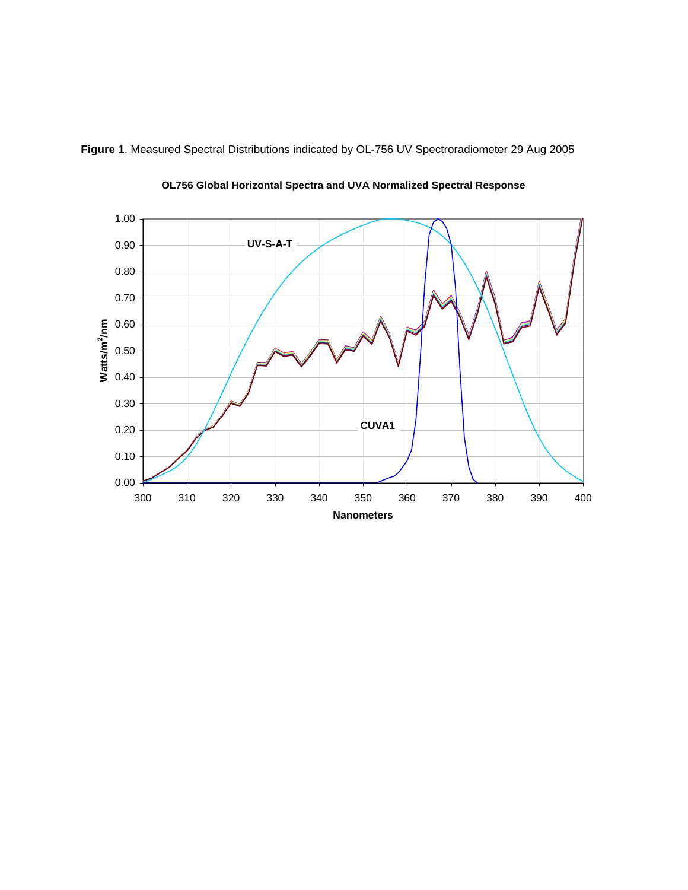**Figure 1**. Measured Spectral Distributions indicated by OL-756 UV Spectroradiometer 29 Aug 2005

**OL756 Global Horizontal Spectra and UVA Normalized Spectral Response**

UV-S-A-T

CUVA1

Watts/m$^2$/nm

1.00
0.90
0.80
0.70
0.60
0.50
0.40
0.30
0.20
0.10
0.00

300 310 320 330 340 350 360 370 380 390 400

**Nanometers**